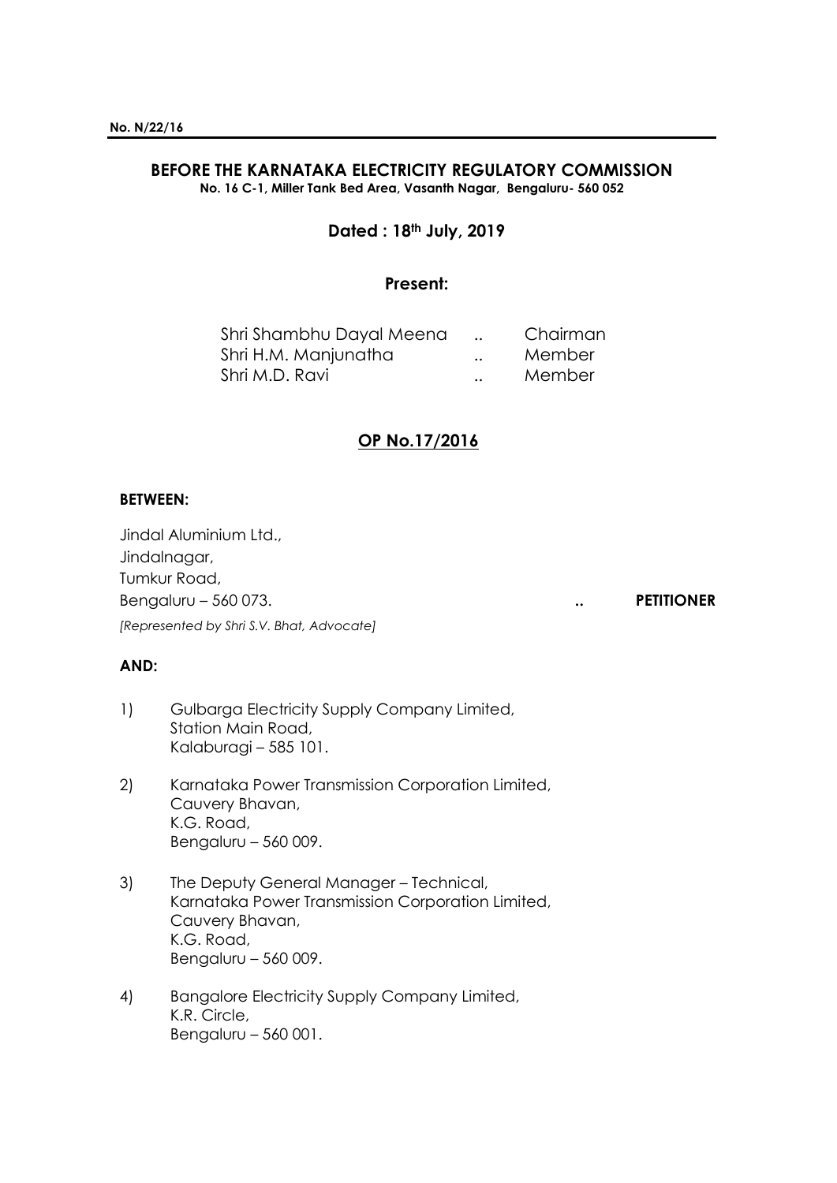**No. N/22/16**

## BEFORE THE KARNATAKA ELECTRICITY REGULATORY COMMISSION

**No. 16 C-1, Miller Tank Bed Area, Vasanth Nagar, Bengaluru- 560 052**

**Dated : 18th July, 2019**

**Present:**

| | | |
|---|---|---|
| Shri Shambhu Dayal Meena | .. | Chairman |
| Shri H.M. Manjunatha | .. | Member |
| Shri M.D. Ravi | .. | Member |

**OP No.17/2016**

**BETWEEN:**

Jindal Aluminium Ltd.,
Jindalnagar,
Tumkur Road,
Bengaluru – 560 073. .. **PETITIONER**

*[Represented by Shri S.V. Bhat, Advocate]*

**AND:**

1) Gulbarga Electricity Supply Company Limited,
Station Main Road,
Kalaburagi – 585 101.

2) Karnataka Power Transmission Corporation Limited,
Cauvery Bhavan,
K.G. Road,
Bengaluru – 560 009.

3) The Deputy General Manager – Technical,
Karnataka Power Transmission Corporation Limited,
Cauvery Bhavan,
K.G. Road,
Bengaluru – 560 009.

4) Bangalore Electricity Supply Company Limited,
K.R. Circle,
Bengaluru – 560 001.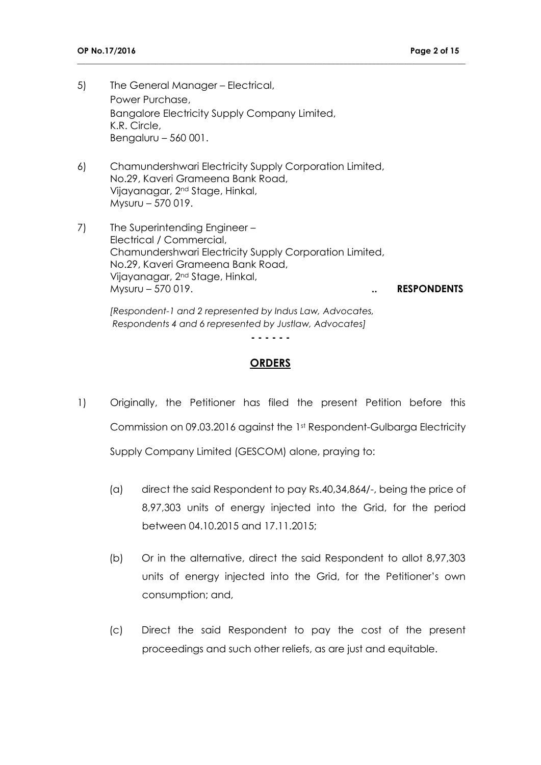5) The General Manager – Electrical,
   Power Purchase,
   Bangalore Electricity Supply Company Limited,
   K.R. Circle,
   Bengaluru – 560 001.

6) Chamundershwari Electricity Supply Corporation Limited,
   No.29, Kaveri Grameena Bank Road,
   Vijayanagar, 2nd Stage, Hinkal,
   Mysuru – 570 019.

7) The Superintending Engineer –
   Electrical / Commercial,
   Chamundershwari Electricity Supply Corporation Limited,
   No.29, Kaveri Grameena Bank Road,
   Vijayanagar, 2nd Stage, Hinkal,
   Mysuru – 570 019. .. **RESPONDENTS**

*[Respondent-1 and 2 represented by Indus Law, Advocates, Respondents 4 and 6 represented by Justlaw, Advocates]*

**- - - - - -**

## ORDERS

1) Originally, the Petitioner has filed the present Petition before this Commission on 09.03.2016 against the 1st Respondent-Gulbarga Electricity Supply Company Limited (GESCOM) alone, praying to:

   (a) direct the said Respondent to pay Rs.40,34,864/-, being the price of 8,97,303 units of energy injected into the Grid, for the period between 04.10.2015 and 17.11.2015;

   (b) Or in the alternative, direct the said Respondent to allot 8,97,303 units of energy injected into the Grid, for the Petitioner's own consumption; and,

   (c) Direct the said Respondent to pay the cost of the present proceedings and such other reliefs, as are just and equitable.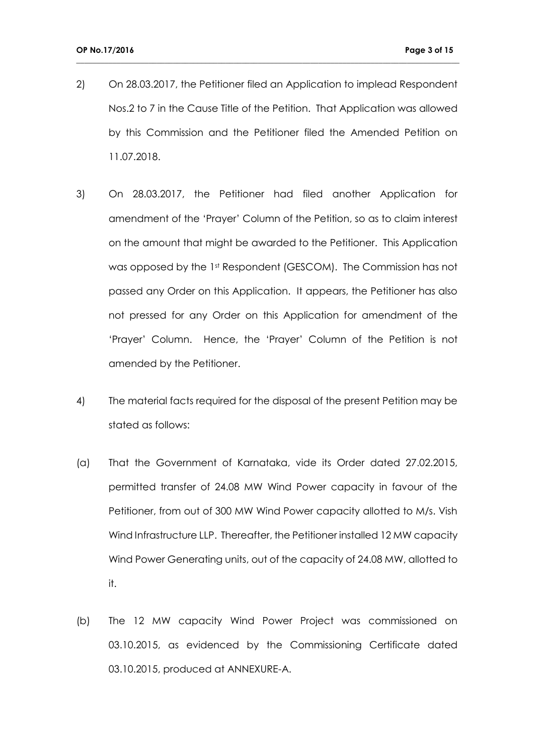2) On 28.03.2017, the Petitioner filed an Application to implead Respondent Nos.2 to 7 in the Cause Title of the Petition. That Application was allowed by this Commission and the Petitioner filed the Amended Petition on 11.07.2018.

3) On 28.03.2017, the Petitioner had filed another Application for amendment of the 'Prayer' Column of the Petition, so as to claim interest on the amount that might be awarded to the Petitioner. This Application was opposed by the 1st Respondent (GESCOM). The Commission has not passed any Order on this Application. It appears, the Petitioner has also not pressed for any Order on this Application for amendment of the 'Prayer' Column. Hence, the 'Prayer' Column of the Petition is not amended by the Petitioner.

4) The material facts required for the disposal of the present Petition may be stated as follows:

(a) That the Government of Karnataka, vide its Order dated 27.02.2015, permitted transfer of 24.08 MW Wind Power capacity in favour of the Petitioner, from out of 300 MW Wind Power capacity allotted to M/s. Vish Wind Infrastructure LLP. Thereafter, the Petitioner installed 12 MW capacity Wind Power Generating units, out of the capacity of 24.08 MW, allotted to it.

(b) The 12 MW capacity Wind Power Project was commissioned on 03.10.2015, as evidenced by the Commissioning Certificate dated 03.10.2015, produced at ANNEXURE-A.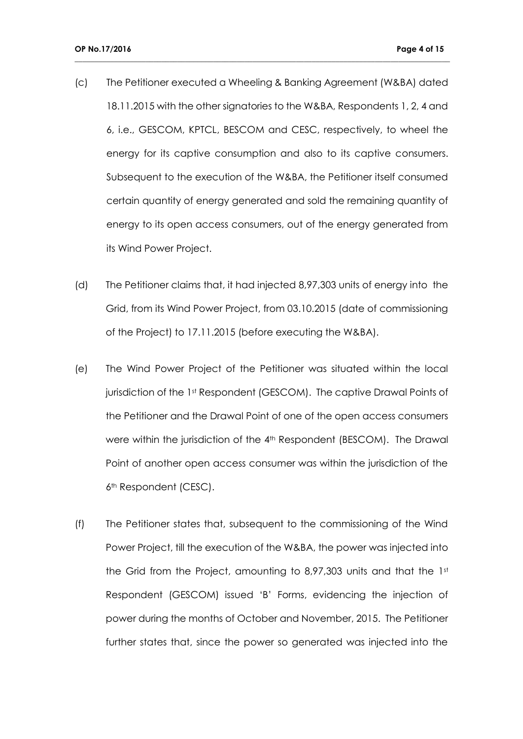(c) The Petitioner executed a Wheeling & Banking Agreement (W&BA) dated 18.11.2015 with the other signatories to the W&BA, Respondents 1, 2, 4 and 6, i.e., GESCOM, KPTCL, BESCOM and CESC, respectively, to wheel the energy for its captive consumption and also to its captive consumers. Subsequent to the execution of the W&BA, the Petitioner itself consumed certain quantity of energy generated and sold the remaining quantity of energy to its open access consumers, out of the energy generated from its Wind Power Project.

(d) The Petitioner claims that, it had injected 8,97,303 units of energy into the Grid, from its Wind Power Project, from 03.10.2015 (date of commissioning of the Project) to 17.11.2015 (before executing the W&BA).

(e) The Wind Power Project of the Petitioner was situated within the local jurisdiction of the 1st Respondent (GESCOM). The captive Drawal Points of the Petitioner and the Drawal Point of one of the open access consumers were within the jurisdiction of the 4th Respondent (BESCOM). The Drawal Point of another open access consumer was within the jurisdiction of the 6th Respondent (CESC).

(f) The Petitioner states that, subsequent to the commissioning of the Wind Power Project, till the execution of the W&BA, the power was injected into the Grid from the Project, amounting to 8,97,303 units and that the 1st Respondent (GESCOM) issued 'B' Forms, evidencing the injection of power during the months of October and November, 2015. The Petitioner further states that, since the power so generated was injected into the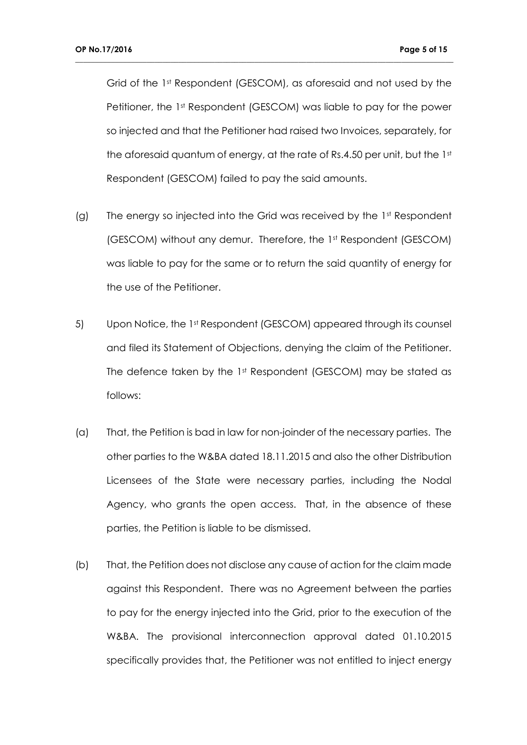Grid of the 1st Respondent (GESCOM), as aforesaid and not used by the Petitioner, the 1st Respondent (GESCOM) was liable to pay for the power so injected and that the Petitioner had raised two Invoices, separately, for the aforesaid quantum of energy, at the rate of Rs.4.50 per unit, but the 1st Respondent (GESCOM) failed to pay the said amounts.

(g) The energy so injected into the Grid was received by the 1st Respondent (GESCOM) without any demur. Therefore, the 1st Respondent (GESCOM) was liable to pay for the same or to return the said quantity of energy for the use of the Petitioner.

5) Upon Notice, the 1st Respondent (GESCOM) appeared through its counsel and filed its Statement of Objections, denying the claim of the Petitioner. The defence taken by the 1st Respondent (GESCOM) may be stated as follows:

(a) That, the Petition is bad in law for non-joinder of the necessary parties. The other parties to the W&BA dated 18.11.2015 and also the other Distribution Licensees of the State were necessary parties, including the Nodal Agency, who grants the open access. That, in the absence of these parties, the Petition is liable to be dismissed.

(b) That, the Petition does not disclose any cause of action for the claim made against this Respondent. There was no Agreement between the parties to pay for the energy injected into the Grid, prior to the execution of the W&BA. The provisional interconnection approval dated 01.10.2015 specifically provides that, the Petitioner was not entitled to inject energy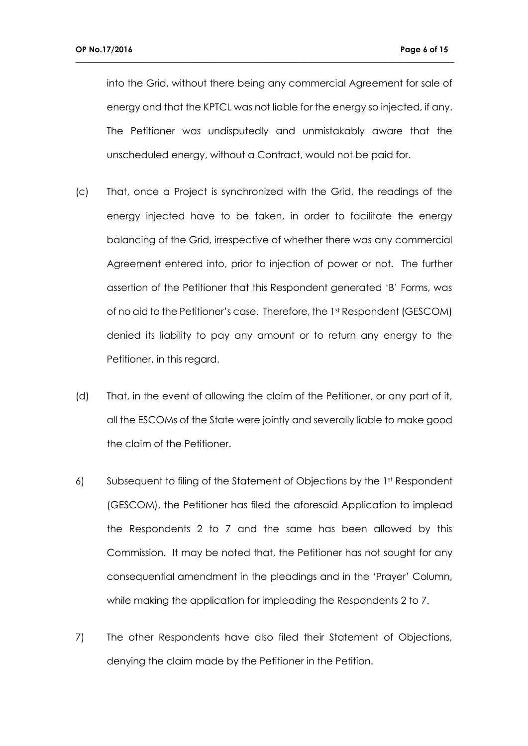into the Grid, without there being any commercial Agreement for sale of energy and that the KPTCL was not liable for the energy so injected, if any. The Petitioner was undisputedly and unmistakably aware that the unscheduled energy, without a Contract, would not be paid for.

(c) That, once a Project is synchronized with the Grid, the readings of the energy injected have to be taken, in order to facilitate the energy balancing of the Grid, irrespective of whether there was any commercial Agreement entered into, prior to injection of power or not. The further assertion of the Petitioner that this Respondent generated 'B' Forms, was of no aid to the Petitioner's case. Therefore, the 1st Respondent (GESCOM) denied its liability to pay any amount or to return any energy to the Petitioner, in this regard.

(d) That, in the event of allowing the claim of the Petitioner, or any part of it, all the ESCOMs of the State were jointly and severally liable to make good the claim of the Petitioner.

6) Subsequent to filing of the Statement of Objections by the 1st Respondent (GESCOM), the Petitioner has filed the aforesaid Application to implead the Respondents 2 to 7 and the same has been allowed by this Commission. It may be noted that, the Petitioner has not sought for any consequential amendment in the pleadings and in the 'Prayer' Column, while making the application for impleading the Respondents 2 to 7.

7) The other Respondents have also filed their Statement of Objections, denying the claim made by the Petitioner in the Petition.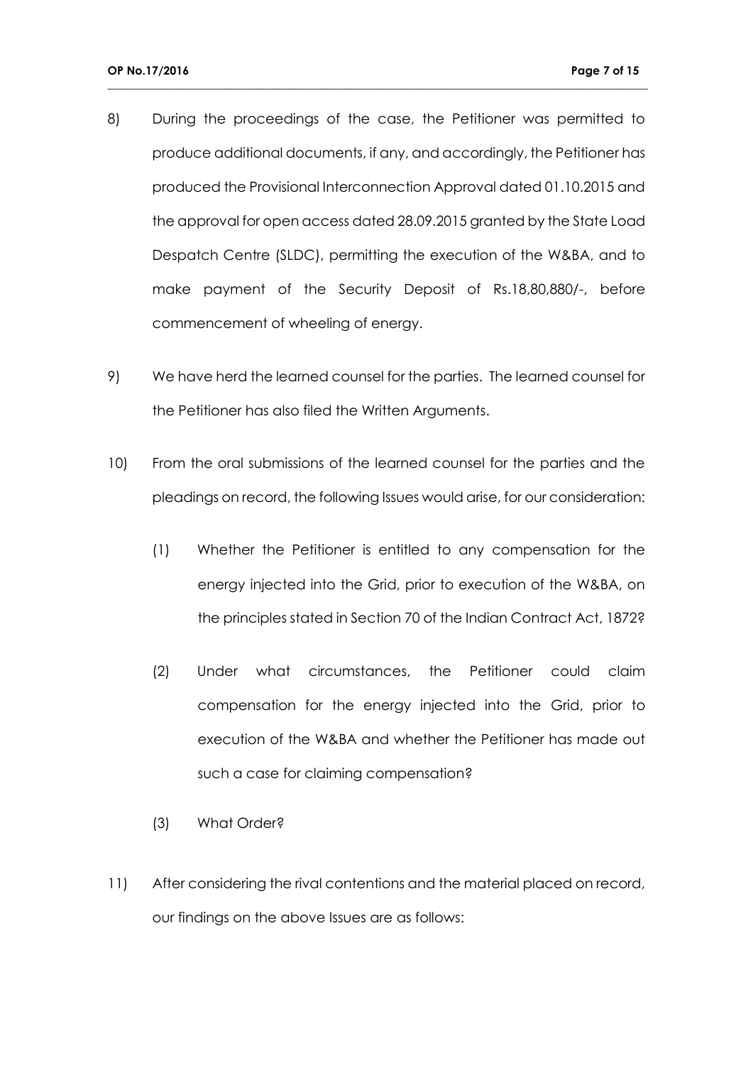8) During the proceedings of the case, the Petitioner was permitted to produce additional documents, if any, and accordingly, the Petitioner has produced the Provisional Interconnection Approval dated 01.10.2015 and the approval for open access dated 28.09.2015 granted by the State Load Despatch Centre (SLDC), permitting the execution of the W&BA, and to make payment of the Security Deposit of Rs.18,80,880/-, before commencement of wheeling of energy.

9) We have herd the learned counsel for the parties. The learned counsel for the Petitioner has also filed the Written Arguments.

10) From the oral submissions of the learned counsel for the parties and the pleadings on record, the following Issues would arise, for our consideration:

    (1) Whether the Petitioner is entitled to any compensation for the energy injected into the Grid, prior to execution of the W&BA, on the principles stated in Section 70 of the Indian Contract Act, 1872?

    (2) Under what circumstances, the Petitioner could claim compensation for the energy injected into the Grid, prior to execution of the W&BA and whether the Petitioner has made out such a case for claiming compensation?

    (3) What Order?

11) After considering the rival contentions and the material placed on record, our findings on the above Issues are as follows: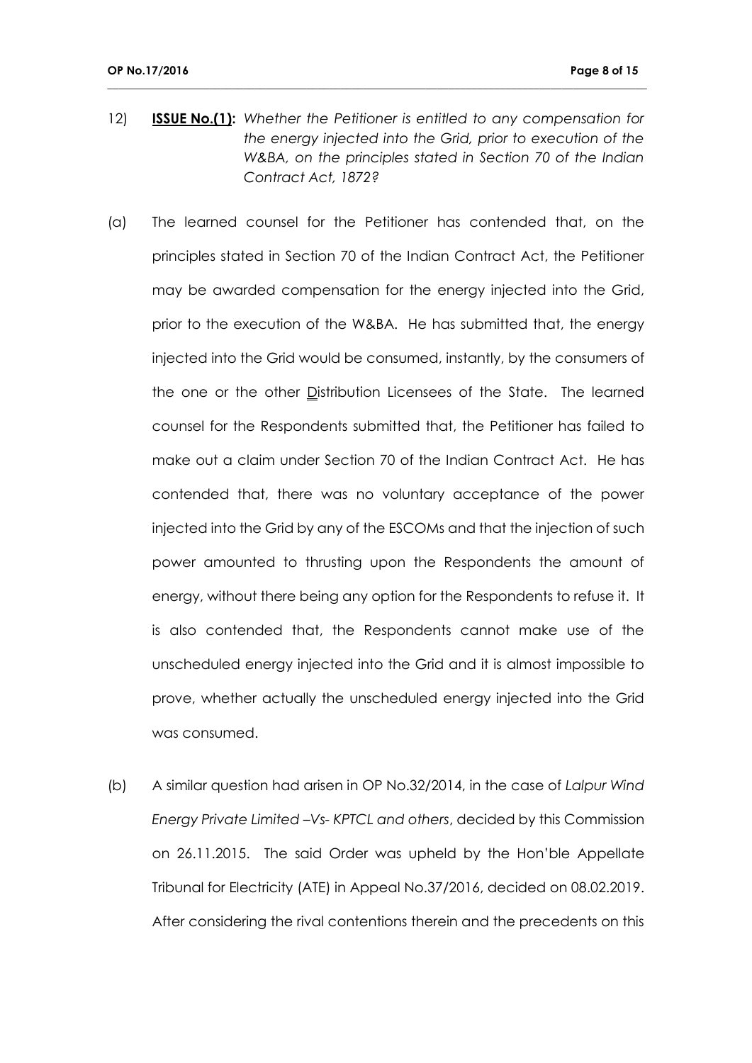12) **ISSUE No.(1):** *Whether the Petitioner is entitled to any compensation for the energy injected into the Grid, prior to execution of the W&BA, on the principles stated in Section 70 of the Indian Contract Act, 1872?*

(a) The learned counsel for the Petitioner has contended that, on the principles stated in Section 70 of the Indian Contract Act, the Petitioner may be awarded compensation for the energy injected into the Grid, prior to the execution of the W&BA. He has submitted that, the energy injected into the Grid would be consumed, instantly, by the consumers of the one or the other Distribution Licensees of the State. The learned counsel for the Respondents submitted that, the Petitioner has failed to make out a claim under Section 70 of the Indian Contract Act. He has contended that, there was no voluntary acceptance of the power injected into the Grid by any of the ESCOMs and that the injection of such power amounted to thrusting upon the Respondents the amount of energy, without there being any option for the Respondents to refuse it. It is also contended that, the Respondents cannot make use of the unscheduled energy injected into the Grid and it is almost impossible to prove, whether actually the unscheduled energy injected into the Grid was consumed.

(b) A similar question had arisen in OP No.32/2014, in the case of *Lalpur Wind Energy Private Limited –Vs- KPTCL and others*, decided by this Commission on 26.11.2015. The said Order was upheld by the Hon'ble Appellate Tribunal for Electricity (ATE) in Appeal No.37/2016, decided on 08.02.2019. After considering the rival contentions therein and the precedents on this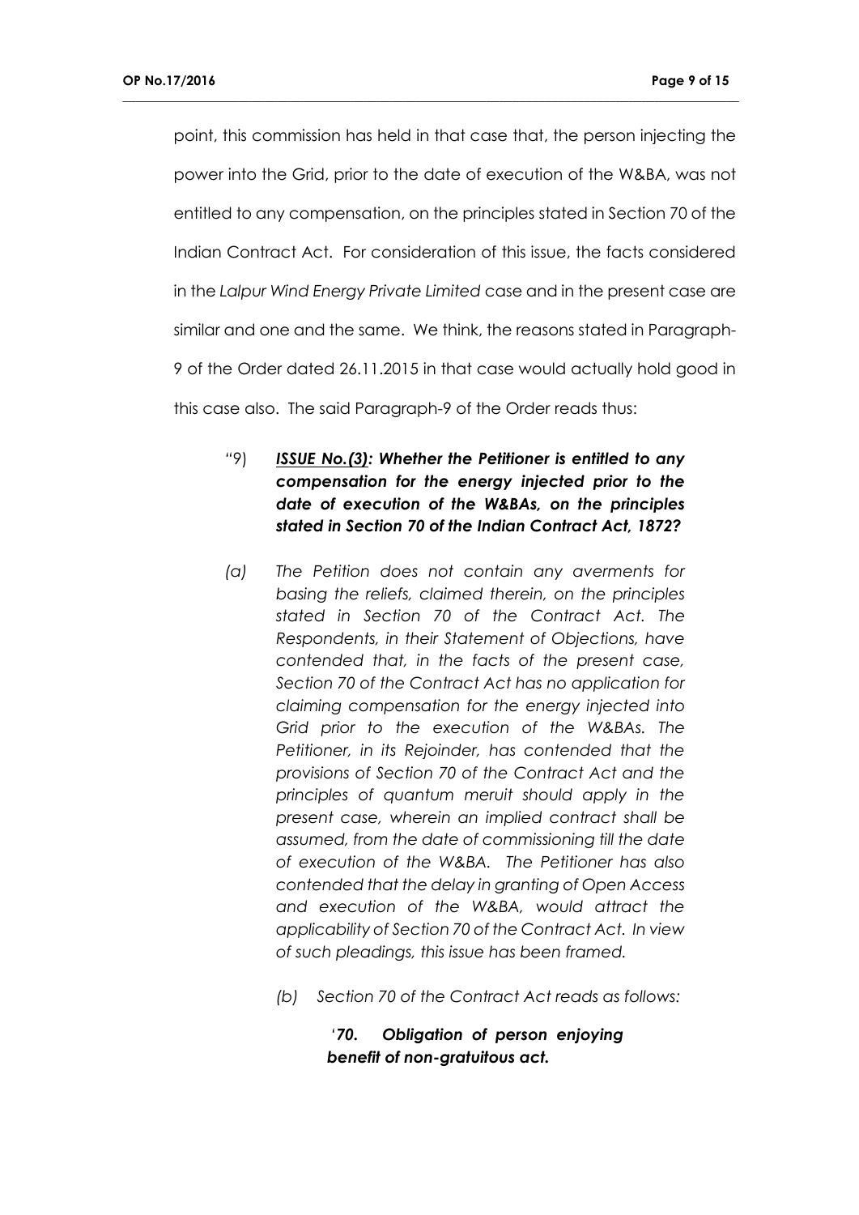point, this commission has held in that case that, the person injecting the power into the Grid, prior to the date of execution of the W&BA, was not entitled to any compensation, on the principles stated in Section 70 of the Indian Contract Act. For consideration of this issue, the facts considered in the *Lalpur Wind Energy Private Limited* case and in the present case are similar and one and the same. We think, the reasons stated in Paragraph-9 of the Order dated 26.11.2015 in that case would actually hold good in this case also. The said Paragraph-9 of the Order reads thus:

> "9) ***ISSUE No.(3): Whether the Petitioner is entitled to any compensation for the energy injected prior to the date of execution of the W&BAs, on the principles stated in Section 70 of the Indian Contract Act, 1872?***
>
> *(a) The Petition does not contain any averments for basing the reliefs, claimed therein, on the principles stated in Section 70 of the Contract Act. The Respondents, in their Statement of Objections, have contended that, in the facts of the present case, Section 70 of the Contract Act has no application for claiming compensation for the energy injected into Grid prior to the execution of the W&BAs. The Petitioner, in its Rejoinder, has contended that the provisions of Section 70 of the Contract Act and the principles of quantum meruit should apply in the present case, wherein an implied contract shall be assumed, from the date of commissioning till the date of execution of the W&BA. The Petitioner has also contended that the delay in granting of Open Access and execution of the W&BA, would attract the applicability of Section 70 of the Contract Act. In view of such pleadings, this issue has been framed.*
>
> *(b) Section 70 of the Contract Act reads as follows:*
>
> > '***70. Obligation of person enjoying benefit of non-gratuitous act.***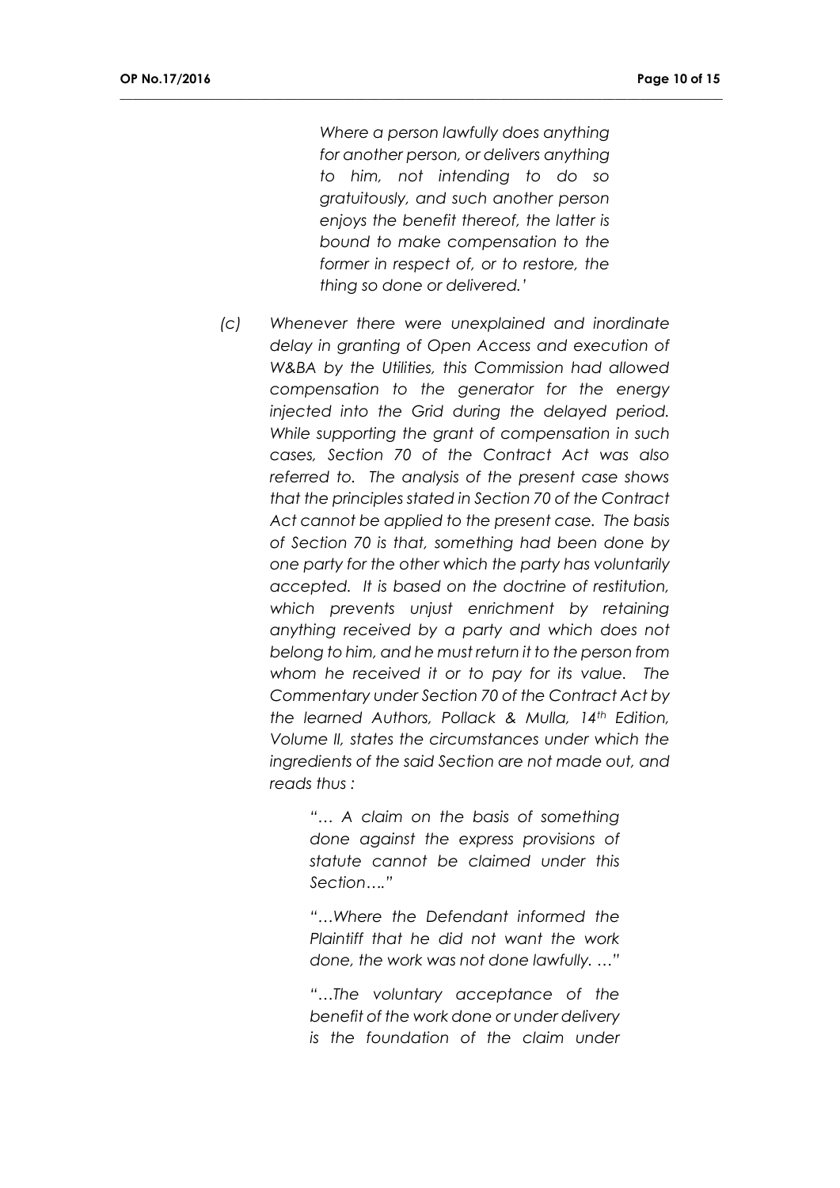> *Where a person lawfully does anything for another person, or delivers anything to him, not intending to do so gratuitously, and such another person enjoys the benefit thereof, the latter is bound to make compensation to the former in respect of, or to restore, the thing so done or delivered.'*

*(c) Whenever there were unexplained and inordinate delay in granting of Open Access and execution of W&BA by the Utilities, this Commission had allowed compensation to the generator for the energy injected into the Grid during the delayed period. While supporting the grant of compensation in such cases, Section 70 of the Contract Act was also referred to. The analysis of the present case shows that the principles stated in Section 70 of the Contract Act cannot be applied to the present case. The basis of Section 70 is that, something had been done by one party for the other which the party has voluntarily accepted. It is based on the doctrine of restitution, which prevents unjust enrichment by retaining anything received by a party and which does not belong to him, and he must return it to the person from whom he received it or to pay for its value. The Commentary under Section 70 of the Contract Act by the learned Authors, Pollack & Mulla, 14th Edition, Volume II, states the circumstances under which the ingredients of the said Section are not made out, and reads thus :*

> *"… A claim on the basis of something done against the express provisions of statute cannot be claimed under this Section…."*
>
> *"…Where the Defendant informed the Plaintiff that he did not want the work done, the work was not done lawfully. …"*
>
> *"…The voluntary acceptance of the benefit of the work done or under delivery is the foundation of the claim under*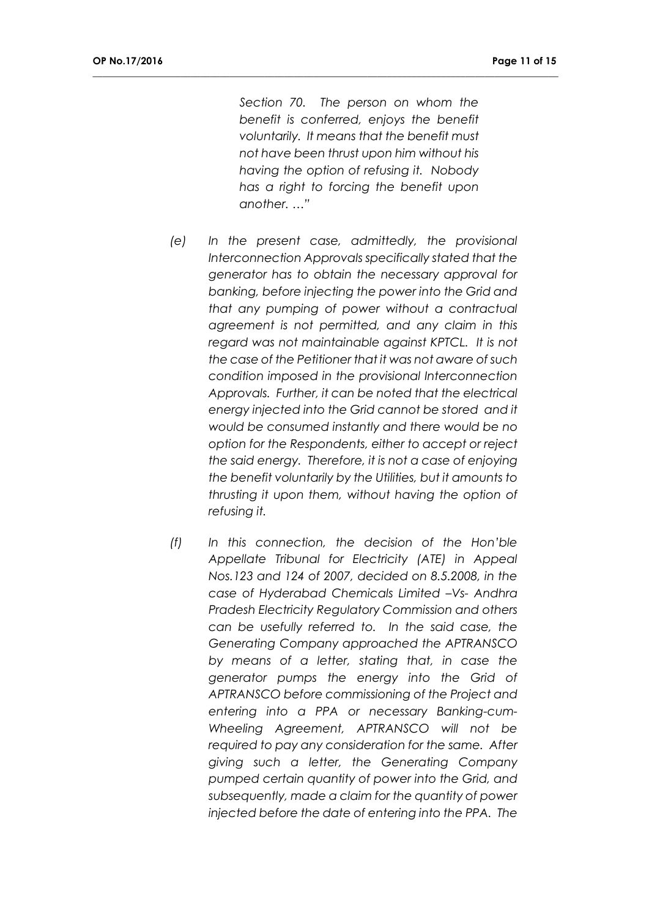*Section 70. The person on whom the benefit is conferred, enjoys the benefit voluntarily. It means that the benefit must not have been thrust upon him without his having the option of refusing it. Nobody has a right to forcing the benefit upon another. …"*

*(e) In the present case, admittedly, the provisional Interconnection Approvals specifically stated that the generator has to obtain the necessary approval for banking, before injecting the power into the Grid and that any pumping of power without a contractual agreement is not permitted, and any claim in this regard was not maintainable against KPTCL. It is not the case of the Petitioner that it was not aware of such condition imposed in the provisional Interconnection Approvals. Further, it can be noted that the electrical energy injected into the Grid cannot be stored and it would be consumed instantly and there would be no option for the Respondents, either to accept or reject the said energy. Therefore, it is not a case of enjoying the benefit voluntarily by the Utilities, but it amounts to thrusting it upon them, without having the option of refusing it.*

*(f) In this connection, the decision of the Hon'ble Appellate Tribunal for Electricity (ATE) in Appeal Nos.123 and 124 of 2007, decided on 8.5.2008, in the case of Hyderabad Chemicals Limited –Vs- Andhra Pradesh Electricity Regulatory Commission and others can be usefully referred to. In the said case, the Generating Company approached the APTRANSCO by means of a letter, stating that, in case the generator pumps the energy into the Grid of APTRANSCO before commissioning of the Project and entering into a PPA or necessary Banking-cum-Wheeling Agreement, APTRANSCO will not be required to pay any consideration for the same. After giving such a letter, the Generating Company pumped certain quantity of power into the Grid, and subsequently, made a claim for the quantity of power injected before the date of entering into the PPA. The*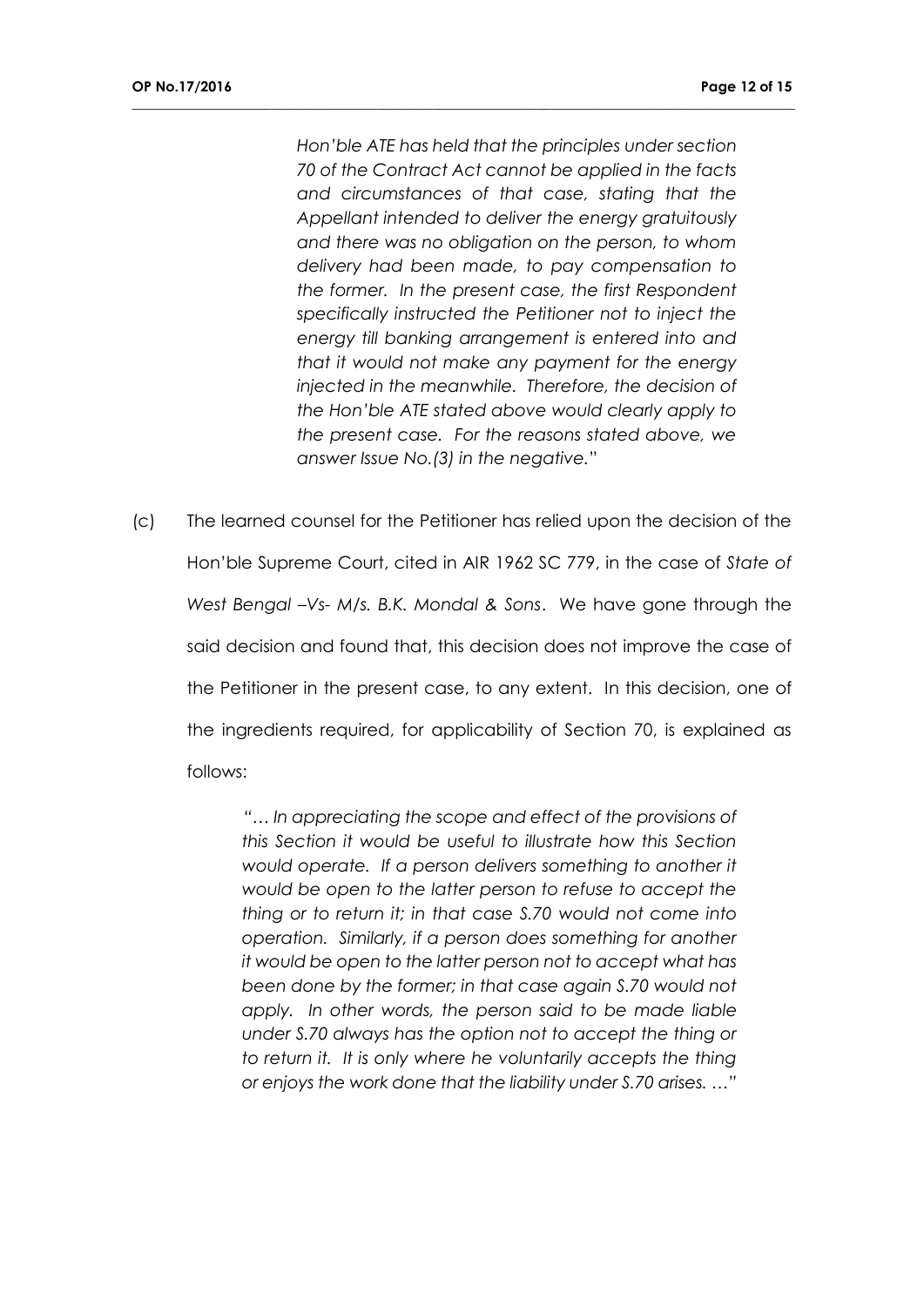*Hon'ble ATE has held that the principles under section 70 of the Contract Act cannot be applied in the facts and circumstances of that case, stating that the Appellant intended to deliver the energy gratuitously and there was no obligation on the person, to whom delivery had been made, to pay compensation to the former. In the present case, the first Respondent specifically instructed the Petitioner not to inject the energy till banking arrangement is entered into and that it would not make any payment for the energy injected in the meanwhile. Therefore, the decision of the Hon'ble ATE stated above would clearly apply to the present case. For the reasons stated above, we answer Issue No.(3) in the negative.*"

(c) The learned counsel for the Petitioner has relied upon the decision of the Hon'ble Supreme Court, cited in AIR 1962 SC 779, in the case of *State of West Bengal –Vs- M/s. B.K. Mondal & Sons*. We have gone through the said decision and found that, this decision does not improve the case of the Petitioner in the present case, to any extent. In this decision, one of the ingredients required, for applicability of Section 70, is explained as follows:

> *"… In appreciating the scope and effect of the provisions of this Section it would be useful to illustrate how this Section would operate. If a person delivers something to another it would be open to the latter person to refuse to accept the thing or to return it; in that case S.70 would not come into operation. Similarly, if a person does something for another it would be open to the latter person not to accept what has been done by the former; in that case again S.70 would not apply. In other words, the person said to be made liable under S.70 always has the option not to accept the thing or to return it. It is only where he voluntarily accepts the thing or enjoys the work done that the liability under S.70 arises. …"*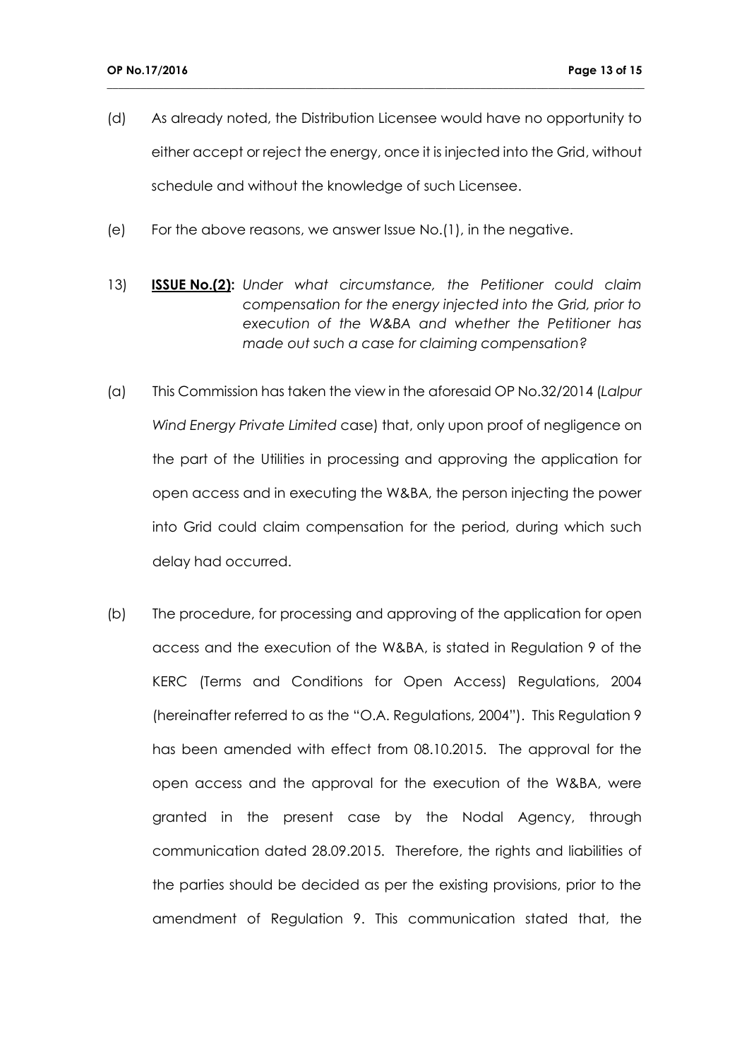(d) As already noted, the Distribution Licensee would have no opportunity to either accept or reject the energy, once it is injected into the Grid, without schedule and without the knowledge of such Licensee.

(e) For the above reasons, we answer Issue No.(1), in the negative.

13) **ISSUE No.(2):** *Under what circumstance, the Petitioner could claim compensation for the energy injected into the Grid, prior to execution of the W&BA and whether the Petitioner has made out such a case for claiming compensation?*

(a) This Commission has taken the view in the aforesaid OP No.32/2014 (*Lalpur Wind Energy Private Limited* case) that, only upon proof of negligence on the part of the Utilities in processing and approving the application for open access and in executing the W&BA, the person injecting the power into Grid could claim compensation for the period, during which such delay had occurred.

(b) The procedure, for processing and approving of the application for open access and the execution of the W&BA, is stated in Regulation 9 of the KERC (Terms and Conditions for Open Access) Regulations, 2004 (hereinafter referred to as the "O.A. Regulations, 2004"). This Regulation 9 has been amended with effect from 08.10.2015. The approval for the open access and the approval for the execution of the W&BA, were granted in the present case by the Nodal Agency, through communication dated 28.09.2015. Therefore, the rights and liabilities of the parties should be decided as per the existing provisions, prior to the amendment of Regulation 9. This communication stated that, the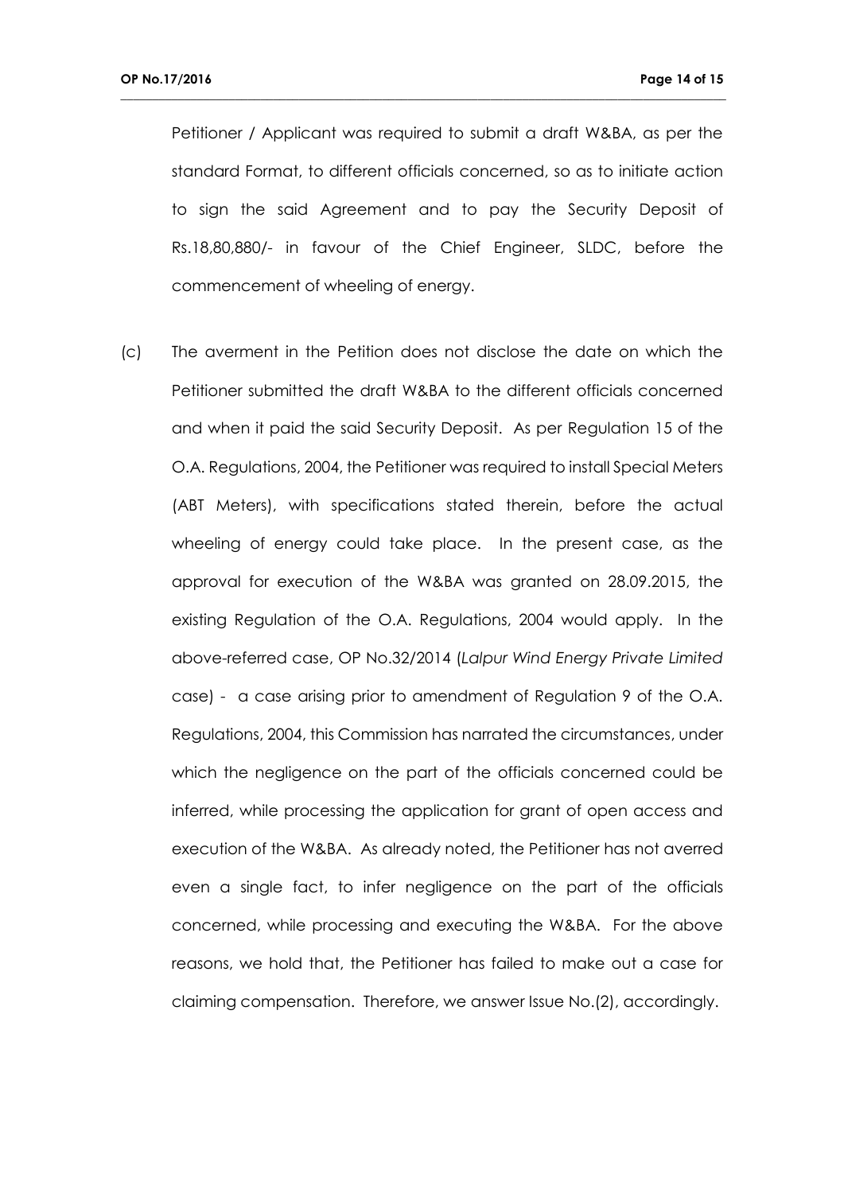Petitioner / Applicant was required to submit a draft W&BA, as per the standard Format, to different officials concerned, so as to initiate action to sign the said Agreement and to pay the Security Deposit of Rs.18,80,880/- in favour of the Chief Engineer, SLDC, before the commencement of wheeling of energy.

(c) The averment in the Petition does not disclose the date on which the Petitioner submitted the draft W&BA to the different officials concerned and when it paid the said Security Deposit. As per Regulation 15 of the O.A. Regulations, 2004, the Petitioner was required to install Special Meters (ABT Meters), with specifications stated therein, before the actual wheeling of energy could take place. In the present case, as the approval for execution of the W&BA was granted on 28.09.2015, the existing Regulation of the O.A. Regulations, 2004 would apply. In the above-referred case, OP No.32/2014 (*Lalpur Wind Energy Private Limited* case) - a case arising prior to amendment of Regulation 9 of the O.A. Regulations, 2004, this Commission has narrated the circumstances, under which the negligence on the part of the officials concerned could be inferred, while processing the application for grant of open access and execution of the W&BA. As already noted, the Petitioner has not averred even a single fact, to infer negligence on the part of the officials concerned, while processing and executing the W&BA. For the above reasons, we hold that, the Petitioner has failed to make out a case for claiming compensation. Therefore, we answer Issue No.(2), accordingly.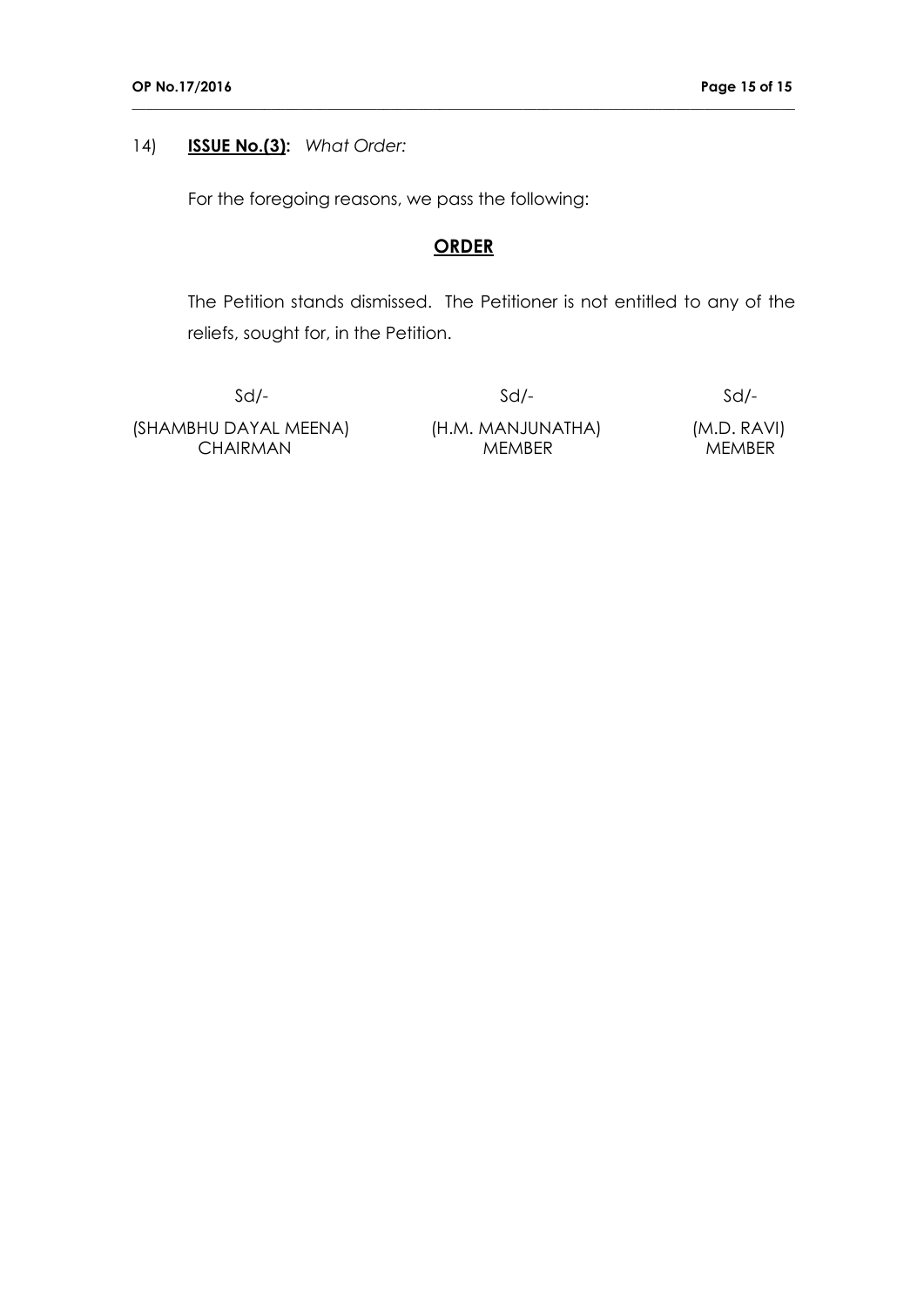14) **ISSUE No.(3):** *What Order:*

For the foregoing reasons, we pass the following:

## **ORDER**

The Petition stands dismissed. The Petitioner is not entitled to any of the reliefs, sought for, in the Petition.

| | | |
|---|---|---|
| Sd/- | Sd/- | Sd/- |
| (SHAMBHU DAYAL MEENA) CHAIRMAN | (H.M. MANJUNATHA) MEMBER | (M.D. RAVI) MEMBER |